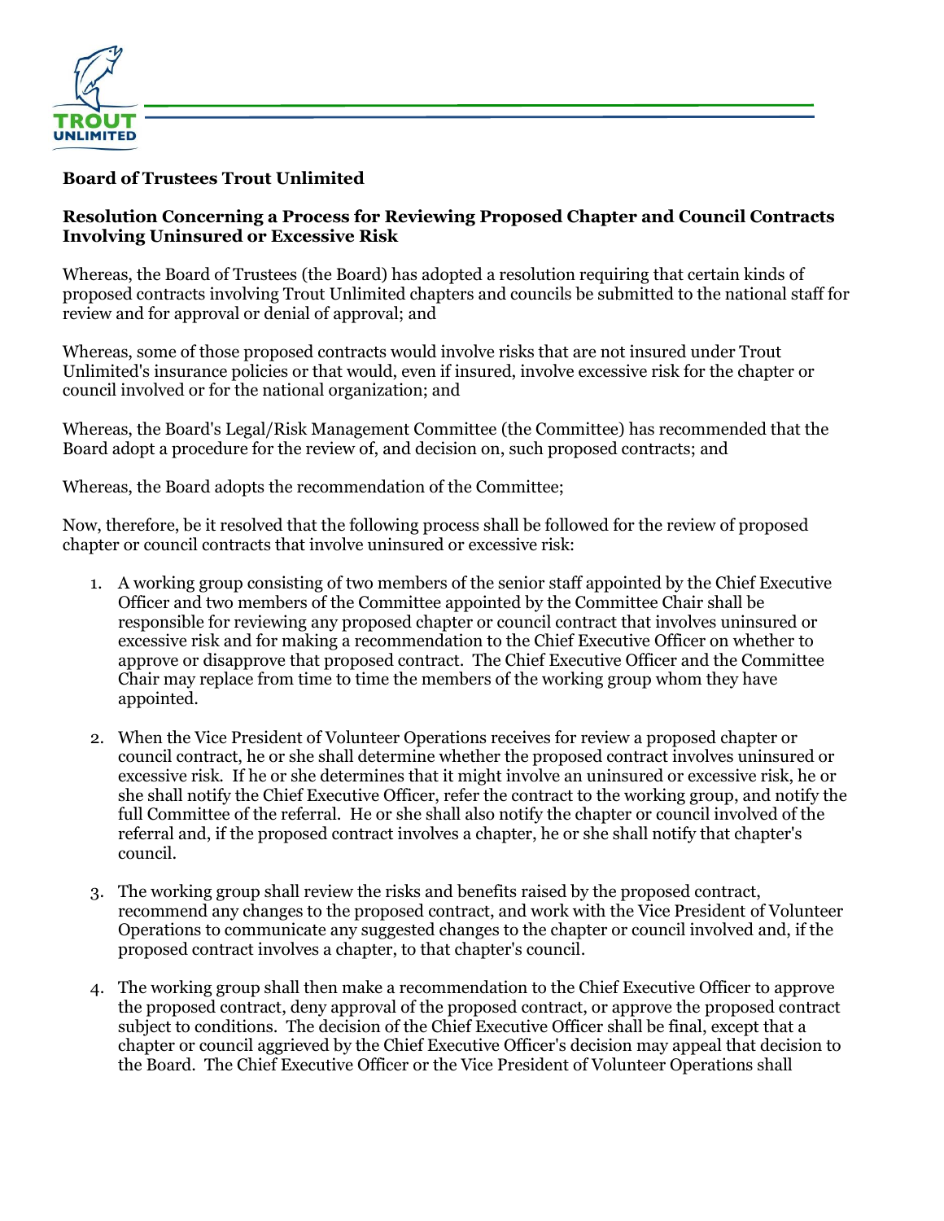**Board of Trustees Trout Unlimited**

**Resolution Concerning a Process for Reviewing Proposed Chapter and Council Contracts Involving Uninsured or Excessive Risk**

Whereas, the Board of Trustees (the Board) has adopted a resolution requiring that certain kinds of proposed contracts involving Trout Unlimited chapters and councils be submitted to the national staff for review and for approval or denial of approval; and

Whereas, some of those proposed contracts would involve risks that are not insured under Trout Unlimited's insurance policies or that would, even if insured, involve excessive risk for the chapter or council involved or for the national organization; and

Whereas, the Board's Legal/Risk Management Committee (the Committee) has recommended that the Board adopt a procedure for the review of, and decision on, such proposed contracts; and

Whereas, the Board adopts the recommendation of the Committee;

Now, therefore, be it resolved that the following process shall be followed for the review of proposed chapter or council contracts that involve uninsured or excessive risk:

1. A working group consisting of two members of the senior staff appointed by the Chief Executive Officer and two members of the Committee appointed by the Committee Chair shall be responsible for reviewing any proposed chapter or council contract that involves uninsured or excessive risk and for making a recommendation to the Chief Executive Officer on whether to approve or disapprove that proposed contract. The Chief Executive Officer and the Committee Chair may replace from time to time the members of the working group whom they have appointed.

2. When the Vice President of Volunteer Operations receives for review a proposed chapter or council contract, he or she shall determine whether the proposed contract involves uninsured or excessive risk. If he or she determines that it might involve an uninsured or excessive risk, he or she shall notify the Chief Executive Officer, refer the contract to the working group, and notify the full Committee of the referral. He or she shall also notify the chapter or council involved of the referral and, if the proposed contract involves a chapter, he or she shall notify that chapter's council.

3. The working group shall review the risks and benefits raised by the proposed contract, recommend any changes to the proposed contract, and work with the Vice President of Volunteer Operations to communicate any suggested changes to the chapter or council involved and, if the proposed contract involves a chapter, to that chapter's council.

4. The working group shall then make a recommendation to the Chief Executive Officer to approve the proposed contract, deny approval of the proposed contract, or approve the proposed contract subject to conditions. The decision of the Chief Executive Officer shall be final, except that a chapter or council aggrieved by the Chief Executive Officer's decision may appeal that decision to the Board. The Chief Executive Officer or the Vice President of Volunteer Operations shall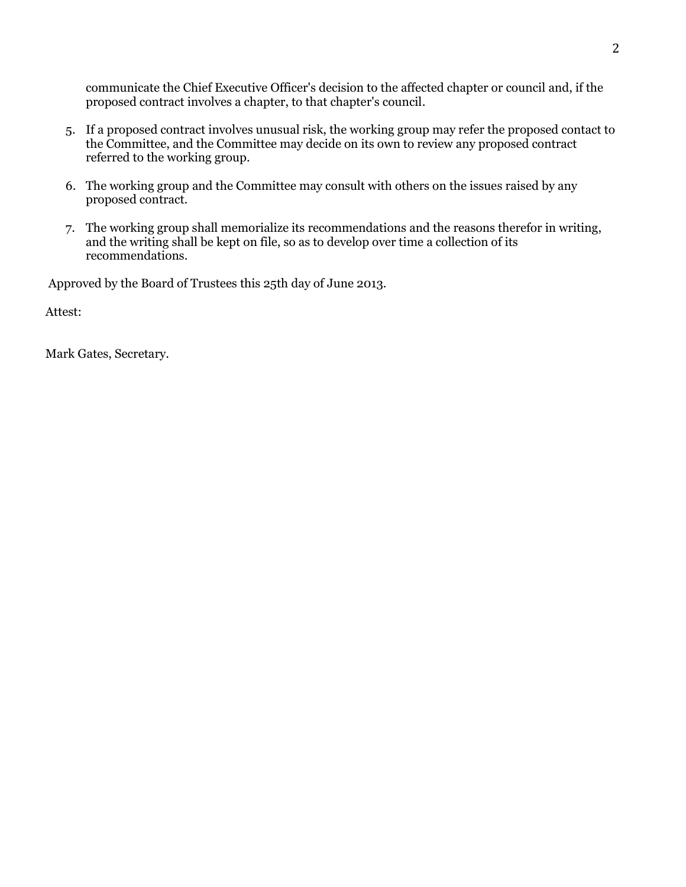communicate the Chief Executive Officer's decision to the affected chapter or council and, if the proposed contract involves a chapter, to that chapter's council.

5. If a proposed contract involves unusual risk, the working group may refer the proposed contact to the Committee, and the Committee may decide on its own to review any proposed contract referred to the working group.

6. The working group and the Committee may consult with others on the issues raised by any proposed contract.

7. The working group shall memorialize its recommendations and the reasons therefor in writing, and the writing shall be kept on file, so as to develop over time a collection of its recommendations.

Approved by the Board of Trustees this 25th day of June 2013.

Attest:

Mark Gates, Secretary.